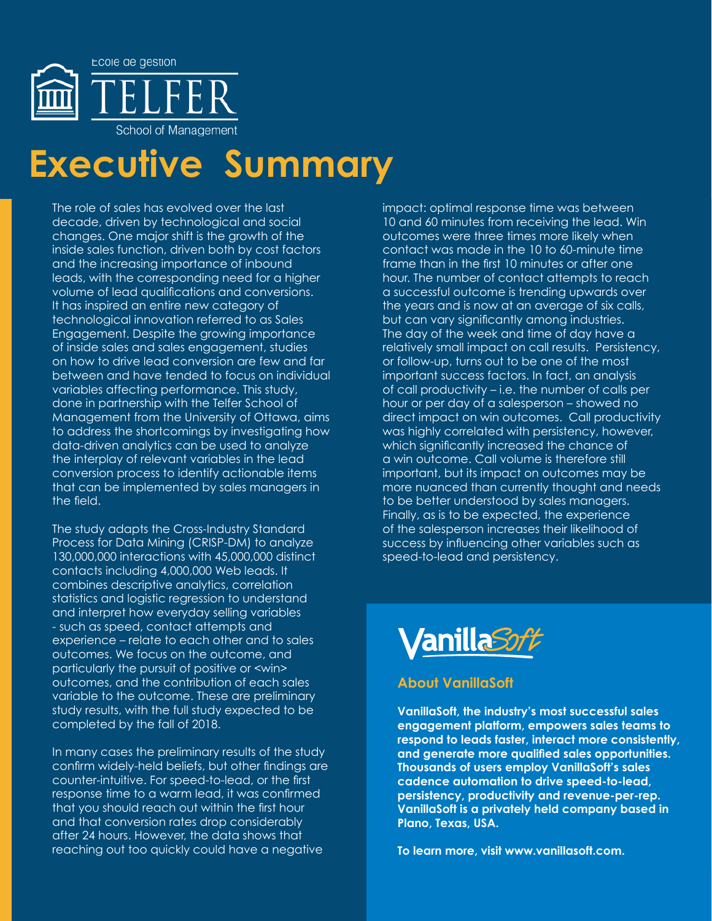École de gestion

TELFER

School of Management

# Executive Summary

The role of sales has evolved over the last decade, driven by technological and social changes. One major shift is the growth of the inside sales function, driven both by cost factors and the increasing importance of inbound leads, with the corresponding need for a higher volume of lead qualifications and conversions. It has inspired an entire new category of technological innovation referred to as Sales Engagement. Despite the growing importance of inside sales and sales engagement, studies on how to drive lead conversion are few and far between and have tended to focus on individual variables affecting performance. This study, done in partnership with the Telfer School of Management from the University of Ottawa, aims to address the shortcomings by investigating how data-driven analytics can be used to analyze the interplay of relevant variables in the lead conversion process to identify actionable items that can be implemented by sales managers in the field.

The study adapts the Cross-Industry Standard Process for Data Mining (CRISP-DM) to analyze 130,000,000 interactions with 45,000,000 distinct contacts including 4,000,000 Web leads. It combines descriptive analytics, correlation statistics and logistic regression to understand and interpret how everyday selling variables - such as speed, contact attempts and experience – relate to each other and to sales outcomes. We focus on the outcome, and particularly the pursuit of positive or <win> outcomes, and the contribution of each sales variable to the outcome. These are preliminary study results, with the full study expected to be completed by the fall of 2018.

In many cases the preliminary results of the study confirm widely-held beliefs, but other findings are counter-intuitive. For speed-to-lead, or the first response time to a warm lead, it was confirmed that you should reach out within the first hour and that conversion rates drop considerably after 24 hours. However, the data shows that reaching out too quickly could have a negative impact: optimal response time was between 10 and 60 minutes from receiving the lead. Win outcomes were three times more likely when contact was made in the 10 to 60-minute time frame than in the first 10 minutes or after one hour. The number of contact attempts to reach a successful outcome is trending upwards over the years and is now at an average of six calls, but can vary significantly among industries. The day of the week and time of day have a relatively small impact on call results. Persistency, or follow-up, turns out to be one of the most important success factors. In fact, an analysis of call productivity – i.e. the number of calls per hour or per day of a salesperson – showed no direct impact on win outcomes. Call productivity was highly correlated with persistency, however, which significantly increased the chance of a win outcome. Call volume is therefore still important, but its impact on outcomes may be more nuanced than currently thought and needs to be better understood by sales managers. Finally, as is to be expected, the experience of the salesperson increases their likelihood of success by influencing other variables such as speed-to-lead and persistency.

VanillaSoft

## About VanillaSoft

**VanillaSoft, the industry's most successful sales engagement platform, empowers sales teams to respond to leads faster, interact more consistently, and generate more qualified sales opportunities. Thousands of users employ VanillaSoft's sales cadence automation to drive speed-to-lead, persistency, productivity and revenue-per-rep. VanillaSoft is a privately held company based in Plano, Texas, USA.**

**To learn more, visit www.vanillasoft.com.**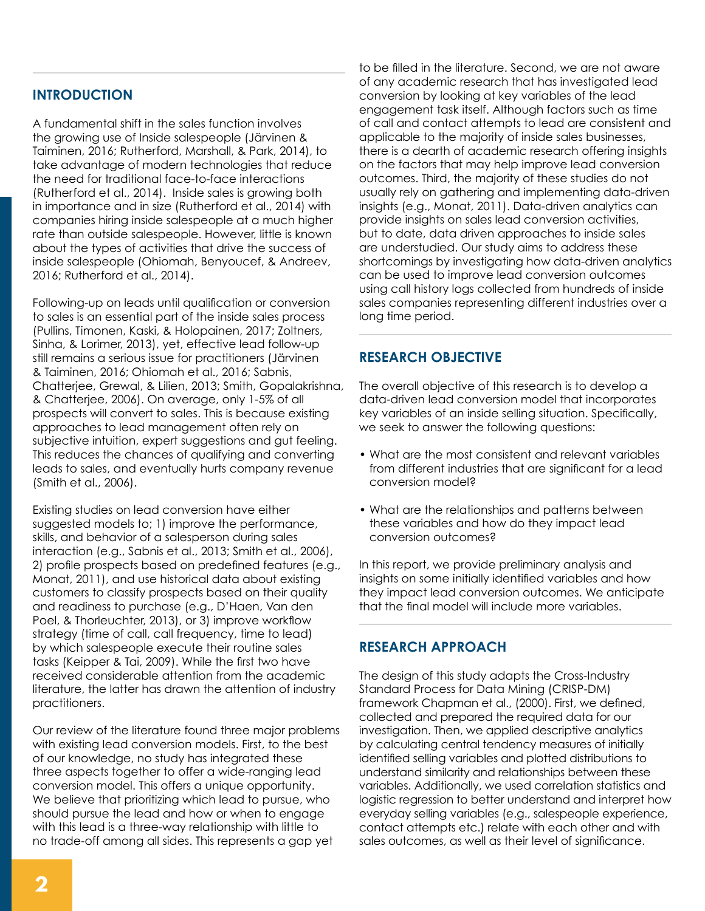## INTRODUCTION

A fundamental shift in the sales function involves the growing use of Inside salespeople (Järvinen & Taiminen, 2016; Rutherford, Marshall, & Park, 2014), to take advantage of modern technologies that reduce the need for traditional face-to-face interactions (Rutherford et al., 2014). Inside sales is growing both in importance and in size (Rutherford et al., 2014) with companies hiring inside salespeople at a much higher rate than outside salespeople. However, little is known about the types of activities that drive the success of inside salespeople (Ohiomah, Benyoucef, & Andreev, 2016; Rutherford et al., 2014).

Following-up on leads until qualification or conversion to sales is an essential part of the inside sales process (Pullins, Timonen, Kaski, & Holopainen, 2017; Zoltners, Sinha, & Lorimer, 2013), yet, effective lead follow-up still remains a serious issue for practitioners (Järvinen & Taiminen, 2016; Ohiomah et al., 2016; Sabnis, Chatterjee, Grewal, & Lilien, 2013; Smith, Gopalakrishna, & Chatterjee, 2006). On average, only 1-5% of all prospects will convert to sales. This is because existing approaches to lead management often rely on subjective intuition, expert suggestions and gut feeling. This reduces the chances of qualifying and converting leads to sales, and eventually hurts company revenue (Smith et al., 2006).

Existing studies on lead conversion have either suggested models to; 1) improve the performance, skills, and behavior of a salesperson during sales interaction (e.g., Sabnis et al., 2013; Smith et al., 2006), 2) profile prospects based on predefined features (e.g., Monat, 2011), and use historical data about existing customers to classify prospects based on their quality and readiness to purchase (e.g., D'Haen, Van den Poel, & Thorleuchter, 2013), or 3) improve workflow strategy (time of call, call frequency, time to lead) by which salespeople execute their routine sales tasks (Keipper & Tai, 2009). While the first two have received considerable attention from the academic literature, the latter has drawn the attention of industry practitioners.

Our review of the literature found three major problems with existing lead conversion models. First, to the best of our knowledge, no study has integrated these three aspects together to offer a wide-ranging lead conversion model. This offers a unique opportunity. We believe that prioritizing which lead to pursue, who should pursue the lead and how or when to engage with this lead is a three-way relationship with little to no trade-off among all sides. This represents a gap yet to be filled in the literature. Second, we are not aware of any academic research that has investigated lead conversion by looking at key variables of the lead engagement task itself. Although factors such as time of call and contact attempts to lead are consistent and applicable to the majority of inside sales businesses, there is a dearth of academic research offering insights on the factors that may help improve lead conversion outcomes. Third, the majority of these studies do not usually rely on gathering and implementing data-driven insights (e.g., Monat, 2011). Data-driven analytics can provide insights on sales lead conversion activities, but to date, data driven approaches to inside sales are understudied. Our study aims to address these shortcomings by investigating how data-driven analytics can be used to improve lead conversion outcomes using call history logs collected from hundreds of inside sales companies representing different industries over a long time period.

## RESEARCH OBJECTIVE

The overall objective of this research is to develop a data-driven lead conversion model that incorporates key variables of an inside selling situation. Specifically, we seek to answer the following questions:

- What are the most consistent and relevant variables from different industries that are significant for a lead conversion model?
- What are the relationships and patterns between these variables and how do they impact lead conversion outcomes?

In this report, we provide preliminary analysis and insights on some initially identified variables and how they impact lead conversion outcomes. We anticipate that the final model will include more variables.

## RESEARCH APPROACH

The design of this study adapts the Cross-Industry Standard Process for Data Mining (CRISP-DM) framework Chapman et al., (2000). First, we defined, collected and prepared the required data for our investigation. Then, we applied descriptive analytics by calculating central tendency measures of initially identified selling variables and plotted distributions to understand similarity and relationships between these variables. Additionally, we used correlation statistics and logistic regression to better understand and interpret how everyday selling variables (e.g., salespeople experience, contact attempts etc.) relate with each other and with sales outcomes, as well as their level of significance.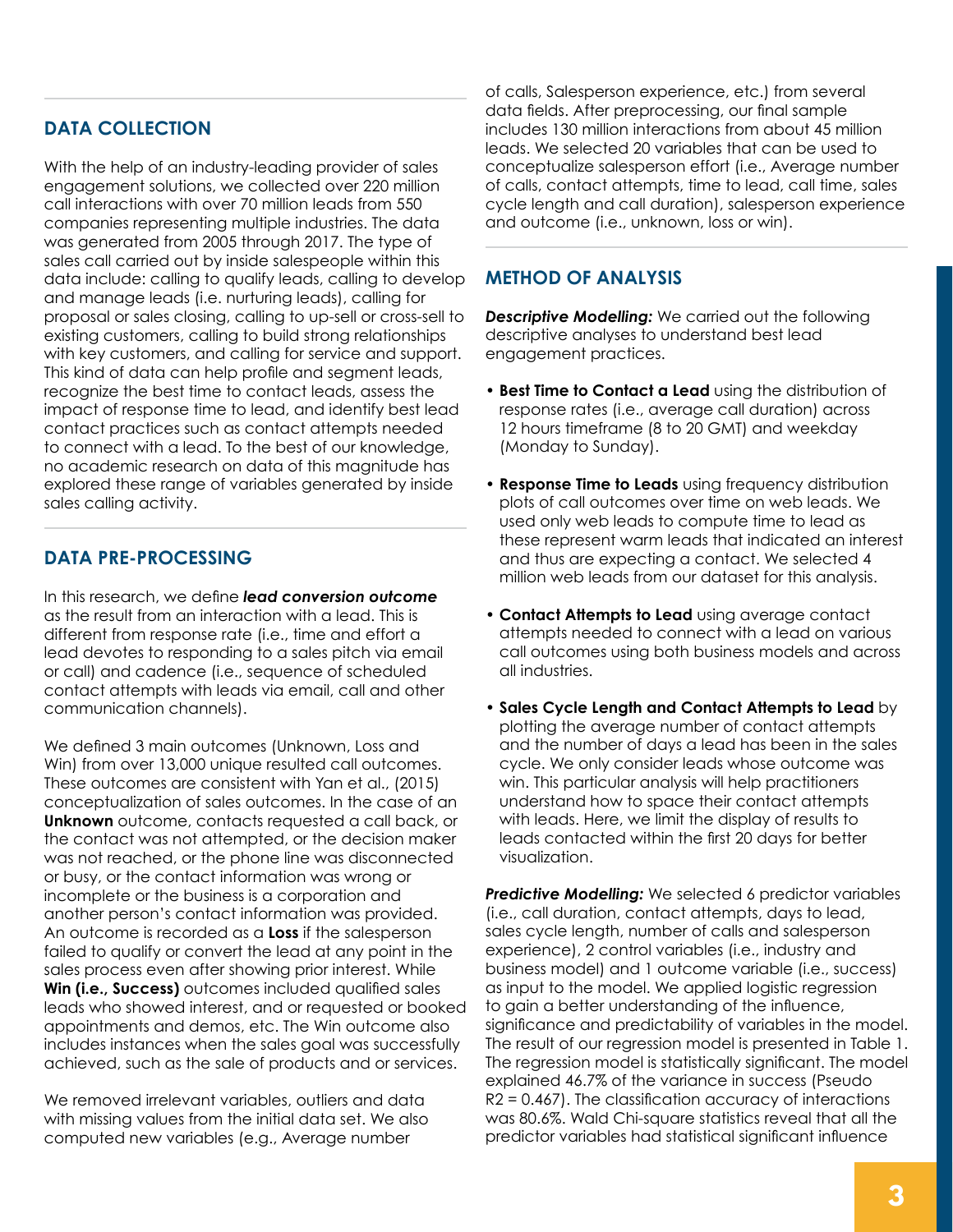## DATA COLLECTION

With the help of an industry-leading provider of sales engagement solutions, we collected over 220 million call interactions with over 70 million leads from 550 companies representing multiple industries. The data was generated from 2005 through 2017. The type of sales call carried out by inside salespeople within this data include: calling to qualify leads, calling to develop and manage leads (i.e. nurturing leads), calling for proposal or sales closing, calling to up-sell or cross-sell to existing customers, calling to build strong relationships with key customers, and calling for service and support. This kind of data can help profile and segment leads, recognize the best time to contact leads, assess the impact of response time to lead, and identify best lead contact practices such as contact attempts needed to connect with a lead. To the best of our knowledge, no academic research on data of this magnitude has explored these range of variables generated by inside sales calling activity.

## DATA PRE-PROCESSING

In this research, we define ***lead conversion outcome*** as the result from an interaction with a lead. This is different from response rate (i.e., time and effort a lead devotes to responding to a sales pitch via email or call) and cadence (i.e., sequence of scheduled contact attempts with leads via email, call and other communication channels).

We defined 3 main outcomes (Unknown, Loss and Win) from over 13,000 unique resulted call outcomes. These outcomes are consistent with Yan et al., (2015) conceptualization of sales outcomes. In the case of an **Unknown** outcome, contacts requested a call back, or the contact was not attempted, or the decision maker was not reached, or the phone line was disconnected or busy, or the contact information was wrong or incomplete or the business is a corporation and another person's contact information was provided. An outcome is recorded as a **Loss** if the salesperson failed to qualify or convert the lead at any point in the sales process even after showing prior interest. While **Win (i.e., Success)** outcomes included qualified sales leads who showed interest, and or requested or booked appointments and demos, etc. The Win outcome also includes instances when the sales goal was successfully achieved, such as the sale of products and or services.

We removed irrelevant variables, outliers and data with missing values from the initial data set. We also computed new variables (e.g., Average number of calls, Salesperson experience, etc.) from several data fields. After preprocessing, our final sample includes 130 million interactions from about 45 million leads. We selected 20 variables that can be used to conceptualize salesperson effort (i.e., Average number of calls, contact attempts, time to lead, call time, sales cycle length and call duration), salesperson experience and outcome (i.e., unknown, loss or win).

## METHOD OF ANALYSIS

***Descriptive Modelling:*** We carried out the following descriptive analyses to understand best lead engagement practices.

- **Best Time to Contact a Lead** using the distribution of response rates (i.e., average call duration) across 12 hours timeframe (8 to 20 GMT) and weekday (Monday to Sunday).
- **Response Time to Leads** using frequency distribution plots of call outcomes over time on web leads. We used only web leads to compute time to lead as these represent warm leads that indicated an interest and thus are expecting a contact. We selected 4 million web leads from our dataset for this analysis.
- **Contact Attempts to Lead** using average contact attempts needed to connect with a lead on various call outcomes using both business models and across all industries.
- **Sales Cycle Length and Contact Attempts to Lead** by plotting the average number of contact attempts and the number of days a lead has been in the sales cycle. We only consider leads whose outcome was win. This particular analysis will help practitioners understand how to space their contact attempts with leads. Here, we limit the display of results to leads contacted within the first 20 days for better visualization.

***Predictive Modelling:*** We selected 6 predictor variables (i.e., call duration, contact attempts, days to lead, sales cycle length, number of calls and salesperson experience), 2 control variables (i.e., industry and business model) and 1 outcome variable (i.e., success) as input to the model. We applied logistic regression to gain a better understanding of the influence, significance and predictability of variables in the model. The result of our regression model is presented in Table 1. The regression model is statistically significant. The model explained 46.7% of the variance in success (Pseudo $R2 = 0.467$). The classification accuracy of interactions was 80.6%. Wald Chi-square statistics reveal that all the predictor variables had statistical significant influence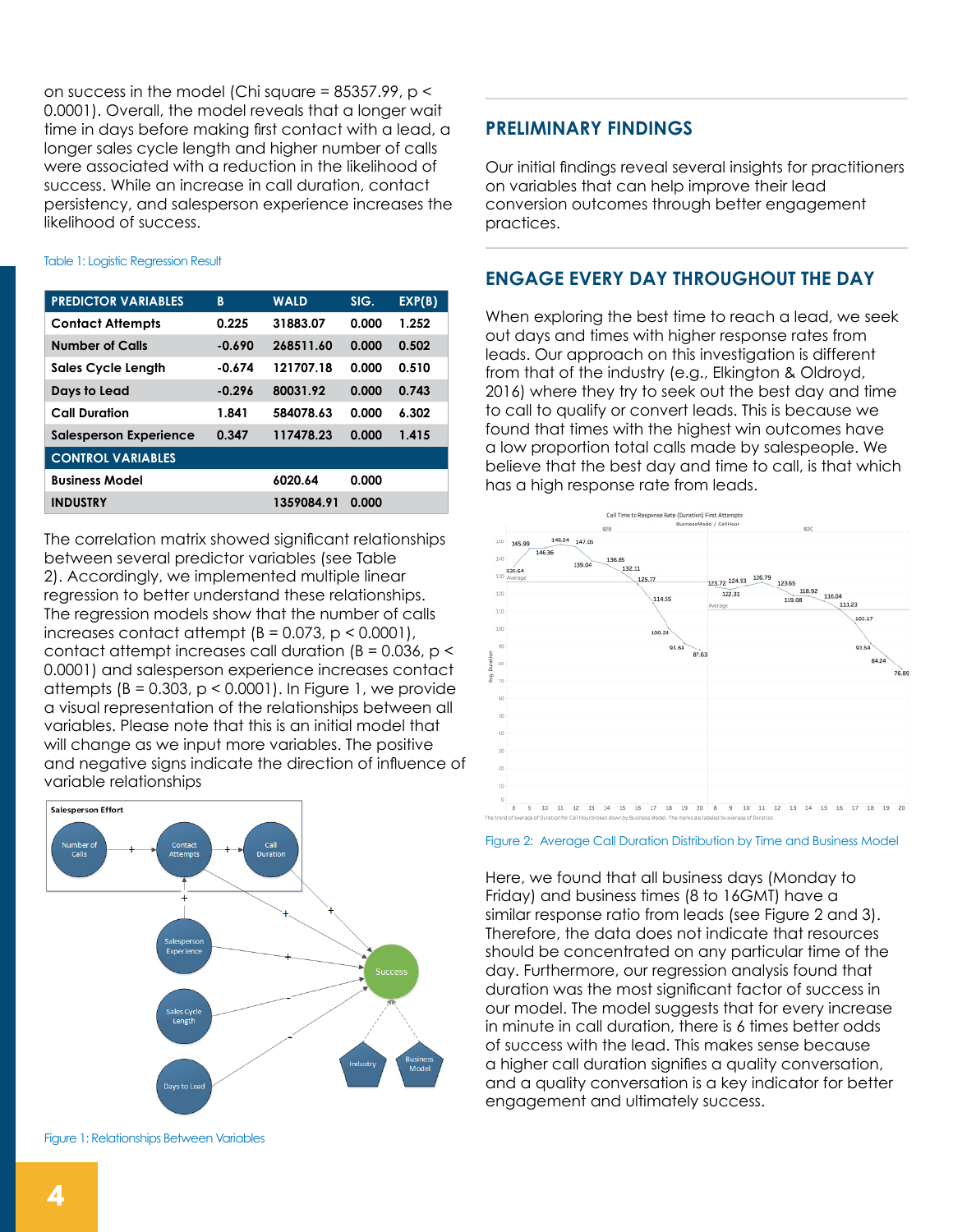on success in the model (Chi square = 85357.99, $p < 0.0001$). Overall, the model reveals that a longer wait time in days before making first contact with a lead, a longer sales cycle length and higher number of calls were associated with a reduction in the likelihood of success. While an increase in call duration, contact persistency, and salesperson experience increases the likelihood of success.

Table 1: Logistic Regression Result

| PREDICTOR VARIABLES | B | WALD | SIG. | EXP(B) |
|---|---|---|---|---|
| Contact Attempts | 0.225 | 31883.07 | 0.000 | 1.252 |
| Number of Calls | -0.690 | 268511.60 | 0.000 | 0.502 |
| Sales Cycle Length | -0.674 | 121707.18 | 0.000 | 0.510 |
| Days to Lead | -0.296 | 80031.92 | 0.000 | 0.743 |
| Call Duration | 1.841 | 584078.63 | 0.000 | 6.302 |
| Salesperson Experience | 0.347 | 117478.23 | 0.000 | 1.415 |
| **CONTROL VARIABLES** | | | | |
| Business Model | | 6020.64 | 0.000 | |
| INDUSTRY | | 1359084.91 | 0.000 | |

The correlation matrix showed significant relationships between several predictor variables (see Table 2). Accordingly, we implemented multiple linear regression to better understand these relationships. The regression models show that the number of calls increases contact attempt ($B = 0.073$, $p < 0.0001$), contact attempt increases call duration ($B = 0.036$, $p < 0.0001$) and salesperson experience increases contact attempts ($B = 0.303$, $p < 0.0001$). In Figure 1, we provide a visual representation of the relationships between all variables. Please note that this is an initial model that will change as we input more variables. The positive and negative signs indicate the direction of influence of variable relationships

Figure 1: Relationships Between Variables

## PRELIMINARY FINDINGS

Our initial findings reveal several insights for practitioners on variables that can help improve their lead conversion outcomes through better engagement practices.

## ENGAGE EVERY DAY THROUGHOUT THE DAY

When exploring the best time to reach a lead, we seek out days and times with higher response rates from leads. Our approach on this investigation is different from that of the industry (e.g., Elkington & Oldroyd, 2016) where they try to seek out the best day and time to call to qualify or convert leads. This is because we found that times with the highest win outcomes have a low proportion total calls made by salespeople. We believe that the best day and time to call, is that which has a high response rate from leads.

Figure 2: Average Call Duration Distribution by Time and Business Model

Here, we found that all business days (Monday to Friday) and business times (8 to 16GMT) have a similar response ratio from leads (see Figure 2 and 3). Therefore, the data does not indicate that resources should be concentrated on any particular time of the day. Furthermore, our regression analysis found that duration was the most significant factor of success in our model. The model suggests that for every increase in minute in call duration, there is 6 times better odds of success with the lead. This makes sense because a higher call duration signifies a quality conversation, and a quality conversation is a key indicator for better engagement and ultimately success.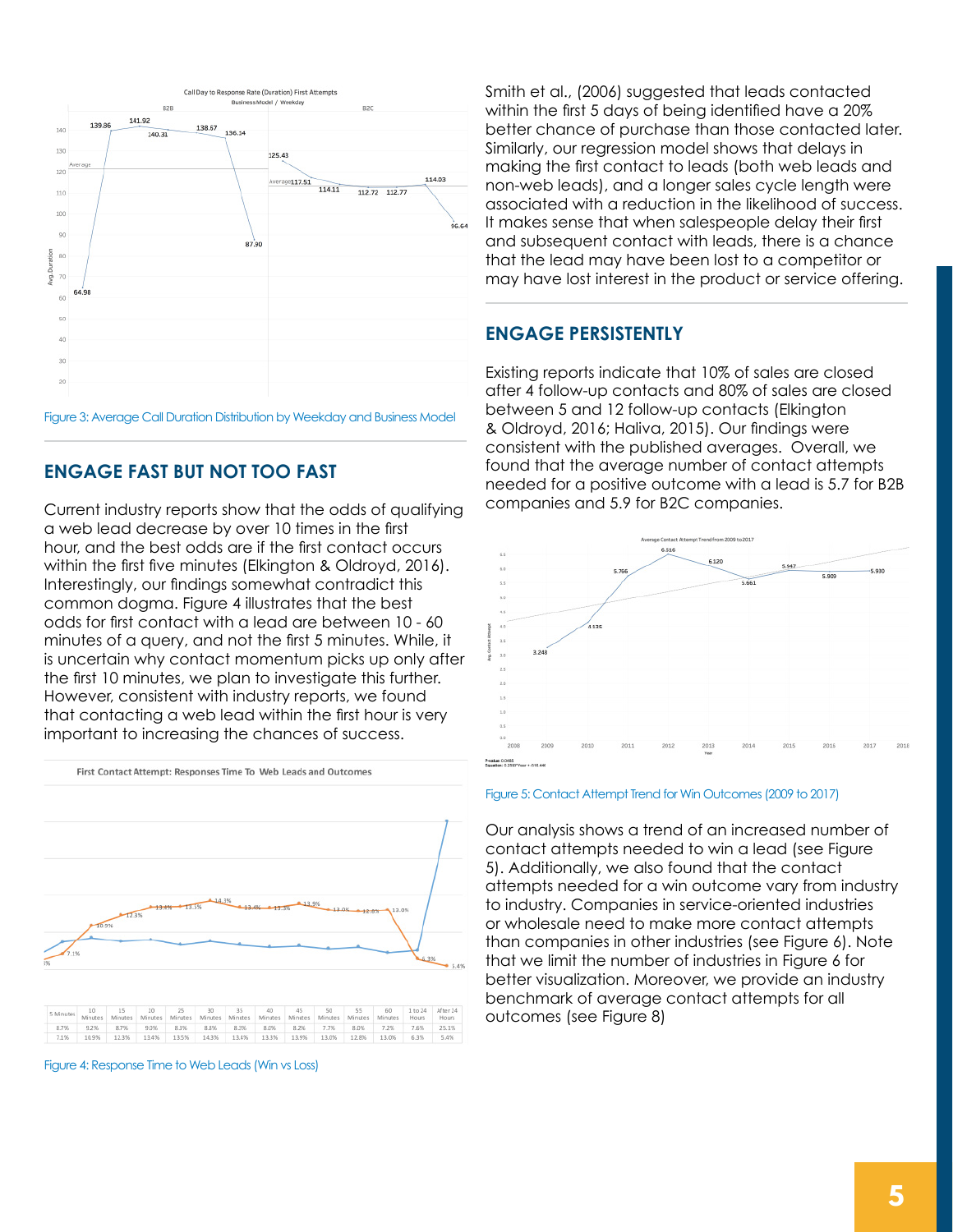Figure 3: Average Call Duration Distribution by Weekday and Business Model

## ENGAGE FAST BUT NOT TOO FAST

Current industry reports show that the odds of qualifying a web lead decrease by over 10 times in the first hour, and the best odds are if the first contact occurs within the first five minutes (Elkington & Oldroyd, 2016). Interestingly, our findings somewhat contradict this common dogma. Figure 4 illustrates that the best odds for first contact with a lead are between 10 - 60 minutes of a query, and not the first 5 minutes. While, it is uncertain why contact momentum picks up only after the first 10 minutes, we plan to investigate this further. However, consistent with industry reports, we found that contacting a web lead within the first hour is very important to increasing the chances of success.

First Contact Attempt: Responses Time To Web Leads and Outcomes

| 5 Minutes | 10 Minutes | 15 Minutes | 10 Minutes | 25 Minutes | 30 Minutes | 35 Minutes | 40 Minutes | 45 Minutes | 50 Minutes | 55 Minutes | 60 Minutes | 1 to 24 Hours | After 24 Hours |
|---|---|---|---|---|---|---|---|---|---|---|---|---|---|
| 8.7% | 9.2% | 8.7% | 9.0% | 8.3% | 8.8% | 8.3% | 8.0% | 8.2% | 7.7% | 8.0% | 7.2% | 7.6% | 25.1% |
| 7.1% | 10.9% | 12.3% | 13.4% | 13.5% | 14.3% | 13.4% | 13.3% | 13.9% | 13.0% | 12.8% | 13.0% | 6.3% | 5.4% |

Figure 4: Response Time to Web Leads (Win vs Loss)

Smith et al., (2006) suggested that leads contacted within the first 5 days of being identified have a 20% better chance of purchase than those contacted later. Similarly, our regression model shows that delays in making the first contact to leads (both web leads and non-web leads), and a longer sales cycle length were associated with a reduction in the likelihood of success. It makes sense that when salespeople delay their first and subsequent contact with leads, there is a chance that the lead may have been lost to a competitor or may have lost interest in the product or service offering.

## ENGAGE PERSISTENTLY

Existing reports indicate that 10% of sales are closed after 4 follow-up contacts and 80% of sales are closed between 5 and 12 follow-up contacts (Elkington & Oldroyd, 2016; Haliva, 2015). Our findings were consistent with the published averages. Overall, we found that the average number of contact attempts needed for a positive outcome with a lead is 5.7 for B2B companies and 5.9 for B2C companies.

Figure 5: Contact Attempt Trend for Win Outcomes (2009 to 2017)

Our analysis shows a trend of an increased number of contact attempts needed to win a lead (see Figure 5). Additionally, we also found that the contact attempts needed for a win outcome vary from industry to industry. Companies in service-oriented industries or wholesale need to make more contact attempts than companies in other industries (see Figure 6). Note that we limit the number of industries in Figure 6 for better visualization. Moreover, we provide an industry benchmark of average contact attempts for all outcomes (see Figure 8)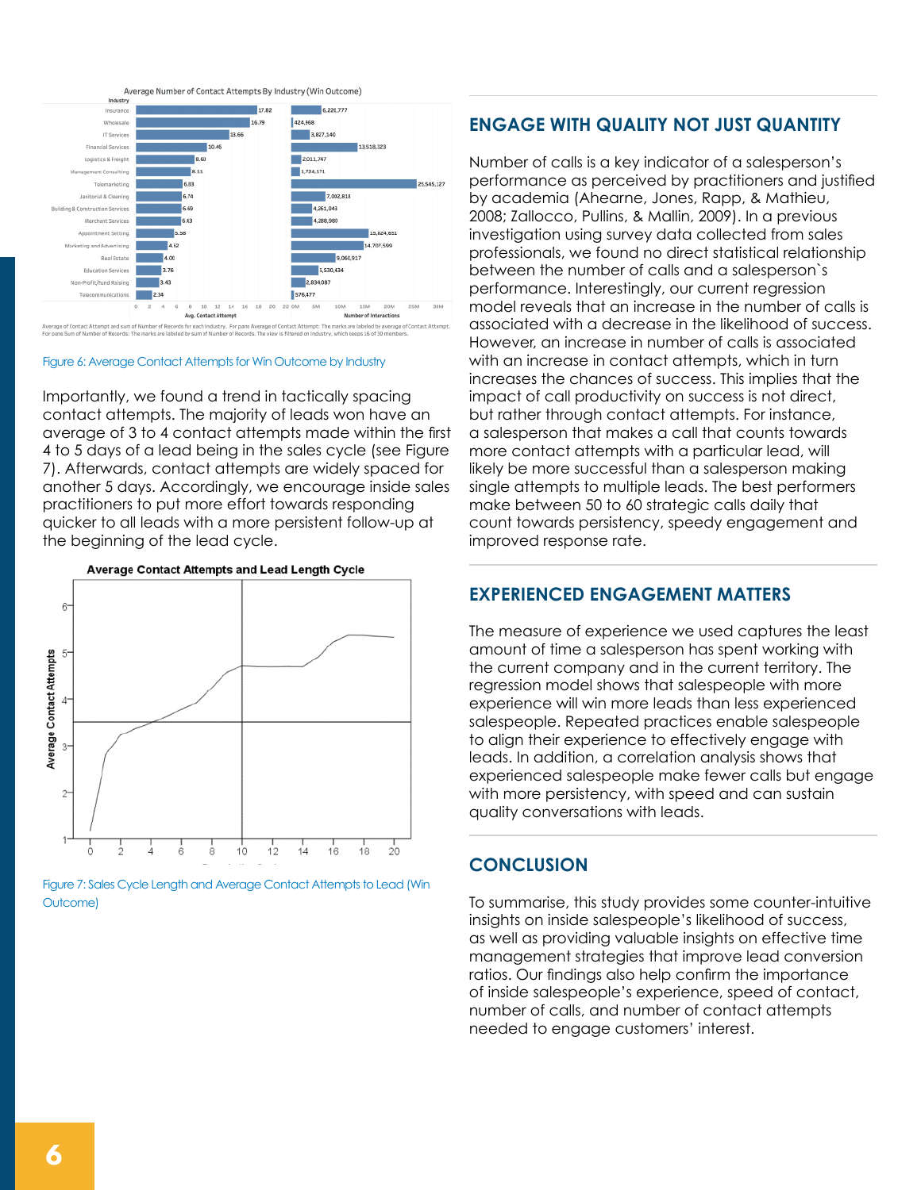Figure 6: Average Contact Attempts for Win Outcome by Industry

Importantly, we found a trend in tactically spacing contact attempts. The majority of leads won have an average of 3 to 4 contact attempts made within the first 4 to 5 days of a lead being in the sales cycle (see Figure 7). Afterwards, contact attempts are widely spaced for another 5 days. Accordingly, we encourage inside sales practitioners to put more effort towards responding quicker to all leads with a more persistent follow-up at the beginning of the lead cycle.

Figure 7: Sales Cycle Length and Average Contact Attempts to Lead (Win Outcome)

## ENGAGE WITH QUALITY NOT JUST QUANTITY

Number of calls is a key indicator of a salesperson's performance as perceived by practitioners and justified by academia (Ahearne, Jones, Rapp, & Mathieu, 2008; Zallocco, Pullins, & Mallin, 2009). In a previous investigation using survey data collected from sales professionals, we found no direct statistical relationship between the number of calls and a salesperson`s performance. Interestingly, our current regression model reveals that an increase in the number of calls is associated with a decrease in the likelihood of success. However, an increase in number of calls is associated with an increase in contact attempts, which in turn increases the chances of success. This implies that the impact of call productivity on success is not direct, but rather through contact attempts. For instance, a salesperson that makes a call that counts towards more contact attempts with a particular lead, will likely be more successful than a salesperson making single attempts to multiple leads. The best performers make between 50 to 60 strategic calls daily that count towards persistency, speedy engagement and improved response rate.

## EXPERIENCED ENGAGEMENT MATTERS

The measure of experience we used captures the least amount of time a salesperson has spent working with the current company and in the current territory. The regression model shows that salespeople with more experience will win more leads than less experienced salespeople. Repeated practices enable salespeople to align their experience to effectively engage with leads. In addition, a correlation analysis shows that experienced salespeople make fewer calls but engage with more persistency, with speed and can sustain quality conversations with leads.

## CONCLUSION

To summarise, this study provides some counter-intuitive insights on inside salespeople's likelihood of success, as well as providing valuable insights on effective time management strategies that improve lead conversion ratios. Our findings also help confirm the importance of inside salespeople's experience, speed of contact, number of calls, and number of contact attempts needed to engage customers' interest.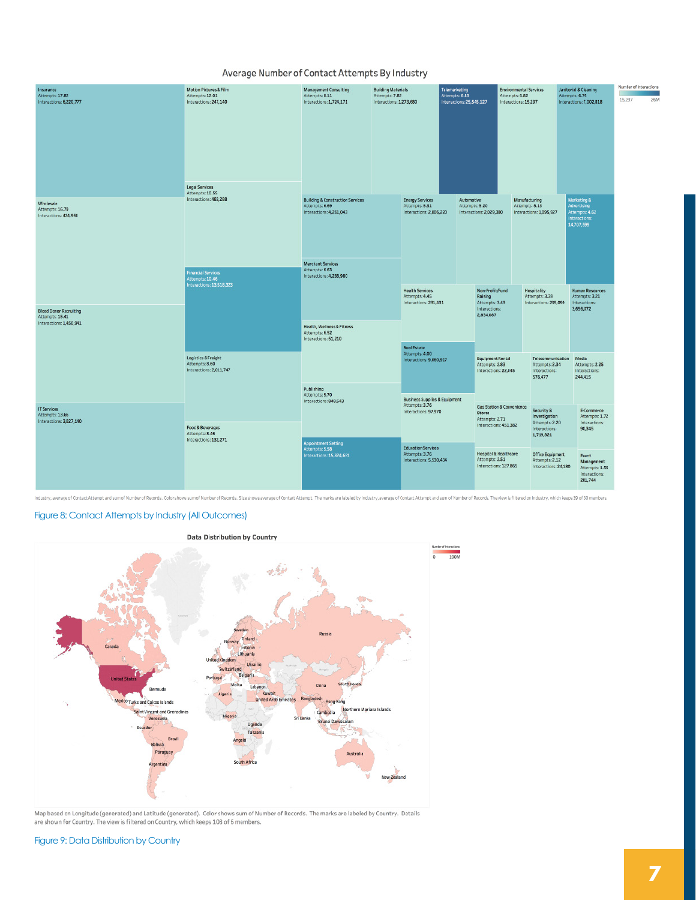## Average Number of Contact Attempts By Industry

| Industry | Attempts | Interactions |
| --- | --- | --- |
| Insurance | 17.82 | 6,220,777 |
| Motion Pictures & Film | 12.01 | 247,140 |
| Management Consulting | 8.11 | 1,724,171 |
| Building Materials | 7.82 | 1,273,680 |
| Telemarketing | 6.43 | 25,545,127 |
| Environmental Services | 6.82 | 15,297 |
| Janitorial & Cleaning | 6.74 | 1,002,818 |
| Wholesale | 16.79 | 424,968 |
| Legal Services | 10.55 | 483,288 |
| Building & Construction Services | 6.69 | 4,261,043 |
| Energy Services | 5.31 | 2,806,220 |
| Automotive | 5.20 | 2,029,380 |
| Manufacturing | 5.13 | 1,095,527 |
| Marketing & Advertising | 4.62 | 14,707,599 |
| Financial Services | 10.46 | 13,518,323 |
| Merchant Services | 6.63 | 4,288,980 |
| Blood Donor Recruiting | 15.41 | 1,450,941 |
| Health Services | 4.45 | 231,431 |
| Non-Profit/Fund Raising | 3.43 | 2,834,087 |
| Hospitality | 3.39 | 235,099 |
| Human Resources | 3.21 | 3,656,172 |
| Health, Wellness & Fitness | 6.52 | 51,210 |
| Real Estate | 4.00 | 9,060,917 |
| Logistics & Freight | 8.60 | 2,011,747 |
| Equipment Rental | 2.83 | 22,145 |
| Telecommunication | 2.34 | 576,477 |
| Media | 2.25 | 244,415 |
| Publishing | 5.70 | 848,543 |
| Business Supplies & Equipment | 3.76 | 97,970 |
| IT Services | 13.66 | 3,827,140 |
| Gas Station & Convenience Stores | 2.71 | 451,382 |
| Security & Investigation | 2.20 | 1,719,821 |
| E-Commerce | 1.72 | 90,345 |
| Food & Beverages | 8.46 | 132,271 |
| Appointment Setting | 5.58 | 15,824,651 |
| Education Services | 3.76 | 5,530,434 |
| Hospital & Healthcare | 2.51 | 127,865 |
| Office Equipment | 2.12 | 24,180 |
| Event Management | 1.56 | 281,744 |

Number of Interactions: 15,297 – 26M

Industry, average of Contact Attempt and sum of Number of Records. Color shows sum of Number of Records. Size shows average of Contact Attempt. The marks are labeled by Industry, average of Contact Attempt and sum of Number of Records. The view is filtered on Industry, which keeps 39 of 30 members.

Figure 8: Contact Attempts by Industry (All Outcomes)

## Data Distribution by Country

Number of Interactions: 0 – 100M

Canada, United States, Bermuda, Mexico, Turks and Caicos Islands, Saint Vincent and Grenadines, Venezuela, Ecuador, Brazil, Bolivia, Paraguay, Argentina, Sweden, Norway, Finland, Estonia, Lithuania, United Kingdom, Ukraine, Switzerland, Bulgaria, Portugal, Malta, Lebanon, Algeria, Kuwait, United Arab Emirates, Nigeria, Uganda, Tanzania, Angola, South Africa, Russia, China, South Korea, Bangladesh, Hong Kong, Northern Mariana Islands, Cambodia, Sri Lanka, Brunei Darussalam, Australia, New Zealand

Map based on Longitude (generated) and Latitude (generated). Color shows sum of Number of Records. The marks are labeled by Country. Details are shown for Country. The view is filtered on Country, which keeps 108 of 5 members.

Figure 9: Data Distribution by Country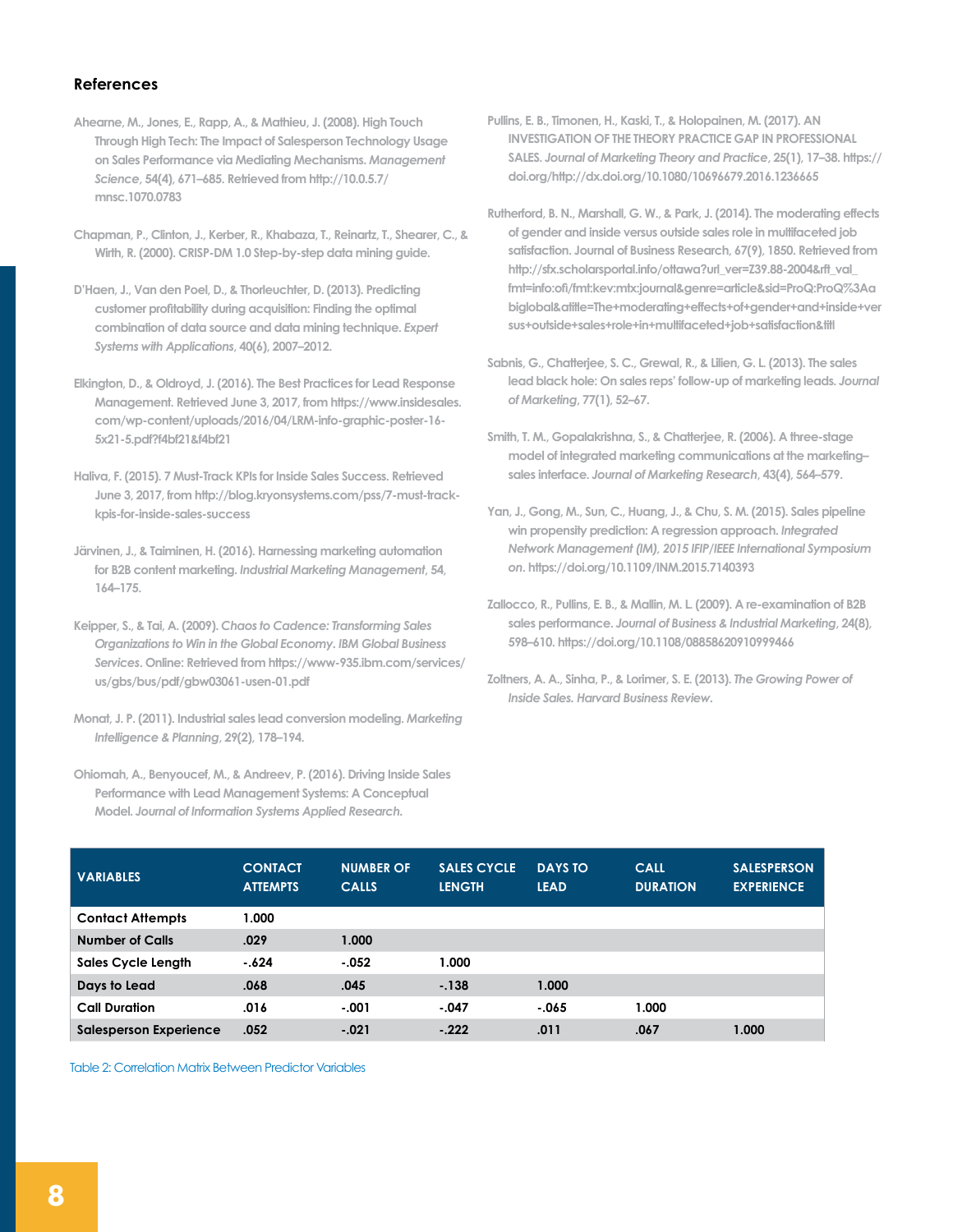## References

Ahearne, M., Jones, E., Rapp, A., & Mathieu, J. (2008). High Touch Through High Tech: The Impact of Salesperson Technology Usage on Sales Performance via Mediating Mechanisms. *Management Science*, 54(4), 671–685. Retrieved from http://10.0.5.7/mnsc.1070.0783

Chapman, P., Clinton, J., Kerber, R., Khabaza, T., Reinartz, T., Shearer, C., & Wirth, R. (2000). CRISP-DM 1.0 Step-by-step data mining guide.

D'Haen, J., Van den Poel, D., & Thorleuchter, D. (2013). Predicting customer profitability during acquisition: Finding the optimal combination of data source and data mining technique. *Expert Systems with Applications*, 40(6), 2007–2012.

Elkington, D., & Oldroyd, J. (2016). The Best Practices for Lead Response Management. Retrieved June 3, 2017, from https://www.insidesales.com/wp-content/uploads/2016/04/LRM-info-graphic-poster-16-5x21-5.pdf?f4bf21&f4bf21

Haliva, F. (2015). 7 Must-Track KPIs for Inside Sales Success. Retrieved June 3, 2017, from http://blog.kryonsystems.com/pss/7-must-track-kpis-for-inside-sales-success

Järvinen, J., & Taiminen, H. (2016). Harnessing marketing automation for B2B content marketing. *Industrial Marketing Management*, 54, 164–175.

Keipper, S., & Tai, A. (2009). *Chaos to Cadence: Transforming Sales Organizations to Win in the Global Economy. IBM Global Business Services*. Online: Retrieved from https://www-935.ibm.com/services/us/gbs/bus/pdf/gbw03061-usen-01.pdf

Monat, J. P. (2011). Industrial sales lead conversion modeling. *Marketing Intelligence & Planning*, 29(2), 178–194.

Ohiomah, A., Benyoucef, M., & Andreev, P. (2016). Driving Inside Sales Performance with Lead Management Systems: A Conceptual Model. *Journal of Information Systems Applied Research.*

Pullins, E. B., Timonen, H., Kaski, T., & Holopainen, M. (2017). AN INVESTIGATION OF THE THEORY PRACTICE GAP IN PROFESSIONAL SALES. *Journal of Marketing Theory and Practice*, 25(1), 17–38. https://doi.org/http://dx.doi.org/10.1080/10696679.2016.1236665

Rutherford, B. N., Marshall, G. W., & Park, J. (2014). The moderating effects of gender and inside versus outside sales role in multifaceted job satisfaction. Journal of Business Research, 67(9), 1850. Retrieved from http://sfx.scholarsportal.info/ottawa?url_ver=Z39.88-2004&rft_val_fmt=info:ofi/fmt:kev:mtx:journal&genre=article&sid=ProQ:ProQ%3Aabiglobal&atitle=The+moderating+effects+of+gender+and+inside+versus+outside+sales+role+in+multifaceted+job+satisfaction&titl

Sabnis, G., Chatterjee, S. C., Grewal, R., & Lilien, G. L. (2013). The sales lead black hole: On sales reps' follow-up of marketing leads. *Journal of Marketing*, 77(1), 52–67.

Smith, T. M., Gopalakrishna, S., & Chatterjee, R. (2006). A three-stage model of integrated marketing communications at the marketing–sales interface. *Journal of Marketing Research*, 43(4), 564–579.

Yan, J., Gong, M., Sun, C., Huang, J., & Chu, S. M. (2015). Sales pipeline win propensity prediction: A regression approach. *Integrated Network Management (IM), 2015 IFIP/IEEE International Symposium on*. https://doi.org/10.1109/INM.2015.7140393

Zallocco, R., Pullins, E. B., & Mallin, M. L. (2009). A re-examination of B2B sales performance. *Journal of Business & Industrial Marketing*, 24(8), 598–610. https://doi.org/10.1108/08858620910999466

Zoltners, A. A., Sinha, P., & Lorimer, S. E. (2013). *The Growing Power of Inside Sales. Harvard Business Review.*

| VARIABLES | CONTACT ATTEMPTS | NUMBER OF CALLS | SALES CYCLE LENGTH | DAYS TO LEAD | CALL DURATION | SALESPERSON EXPERIENCE |
|---|---|---|---|---|---|---|
| Contact Attempts | 1.000 | | | | | |
| Number of Calls | .029 | 1.000 | | | | |
| Sales Cycle Length | -.624 | -.052 | 1.000 | | | |
| Days to Lead | .068 | .045 | -.138 | 1.000 | | |
| Call Duration | .016 | -.001 | -.047 | -.065 | 1.000 | |
| Salesperson Experience | .052 | -.021 | -.222 | .011 | .067 | 1.000 |

Table 2: Correlation Matrix Between Predictor Variables